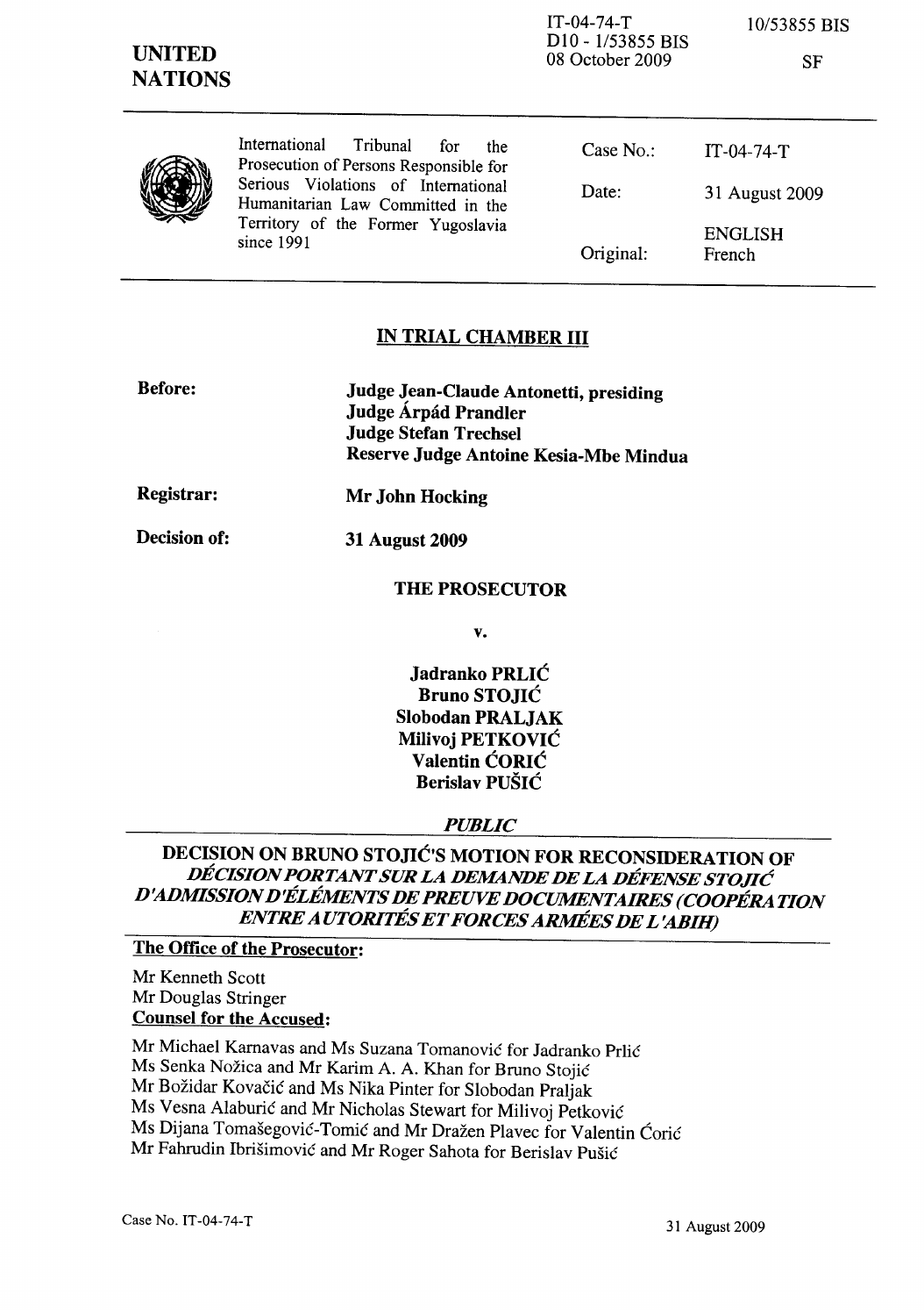IT-04-74-T
D10 - 1/53855 BIS
08 October 2009

10/53855 BIS

SF

**UNITED NATIONS**

| International Tribunal for the Prosecution of Persons Responsible for Serious Violations of International Humanitarian Law Committed in the Territory of the Former Yugoslavia since 1991 | Case No.: | IT-04-74-T |
|---|---|---|
| | Date: | 31 August 2009 |
| | Original: | ENGLISH French |

## IN TRIAL CHAMBER III

**Before:** **Judge Jean-Claude Antonetti, presiding**
**Judge Árpád Prandler**
**Judge Stefan Trechsel**
**Reserve Judge Antoine Kesia-Mbe Mindua**

**Registrar:** **Mr John Hocking**

**Decision of:** **31 August 2009**

**THE PROSECUTOR**

**v.**

**Jadranko PRLIĆ**
**Bruno STOJIĆ**
**Slobodan PRALJAK**
**Milivoj PETKOVIĆ**
**Valentin ĆORIĆ**
**Berislav PUŠIĆ**

***PUBLIC***

## DECISION ON BRUNO STOJIĆ'S MOTION FOR RECONSIDERATION OF *DÉCISION PORTANT SUR LA DEMANDE DE LA DÉFENSE STOJIĆ D'ADMISSION D'ÉLÉMENTS DE PREUVE DOCUMENTAIRES (COOPÉRATION ENTRE AUTORITÉS ET FORCES ARMÉES DE L'ABIH)*

**The Office of the Prosecutor:**

Mr Kenneth Scott
Mr Douglas Stringer

**Counsel for the Accused:**

Mr Michael Karnavas and Ms Suzana Tomanović for Jadranko Prlić
Ms Senka Nožica and Mr Karim A. A. Khan for Bruno Stojić
Mr Božidar Kovačić and Ms Nika Pinter for Slobodan Praljak
Ms Vesna Alaburić and Mr Nicholas Stewart for Milivoj Petković
Ms Dijana Tomašegović-Tomić and Mr Dražen Plavec for Valentin Ćorić
Mr Fahrudin Ibrišimović and Mr Roger Sahota for Berislav Pušić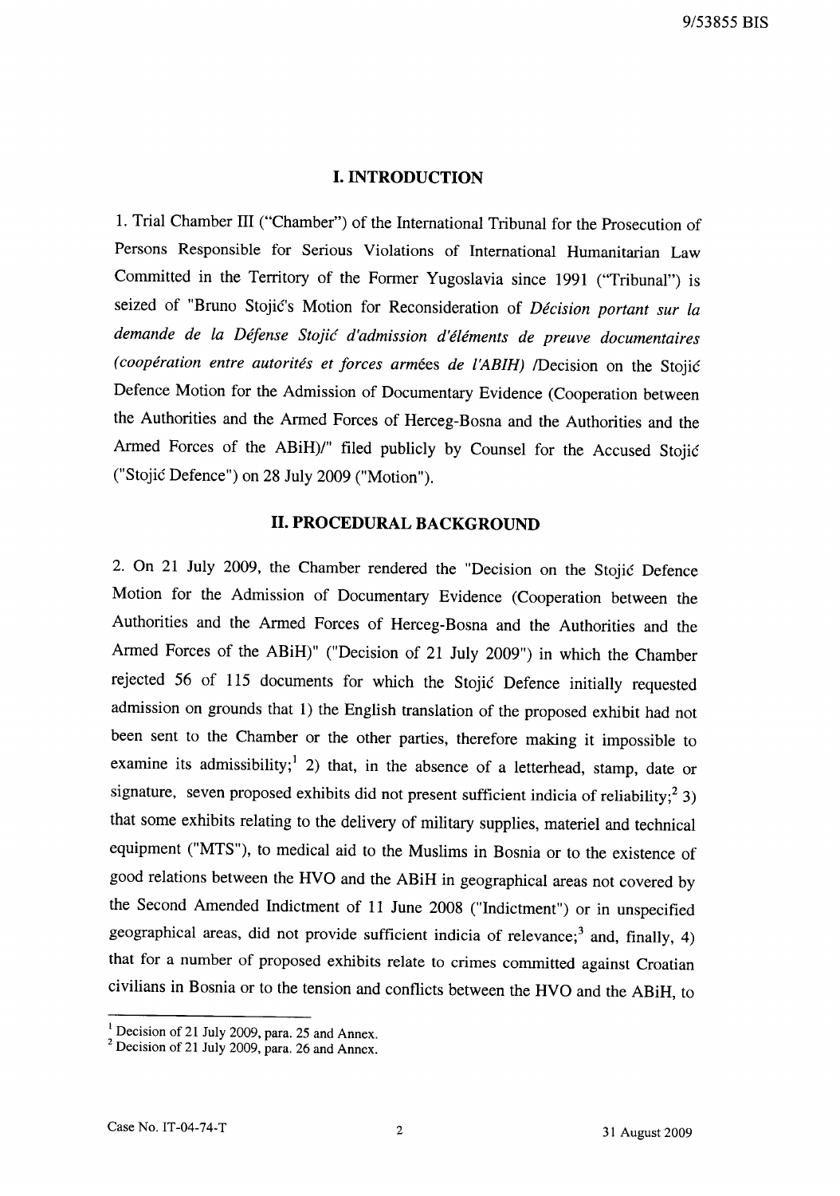## I. INTRODUCTION

1. Trial Chamber III ("Chamber") of the International Tribunal for the Prosecution of Persons Responsible for Serious Violations of International Humanitarian Law Committed in the Territory of the Former Yugoslavia since 1991 ("Tribunal") is seized of "Bruno Stojić's Motion for Reconsideration of *Décision portant sur la demande de la Défense Stojić d'admission d'éléments de preuve documentaires (coopération entre autorités et forces armées de l'ABIH)* /Decision on the Stojić Defence Motion for the Admission of Documentary Evidence (Cooperation between the Authorities and the Armed Forces of Herceg-Bosna and the Authorities and the Armed Forces of the ABiH)/" filed publicly by Counsel for the Accused Stojić ("Stojić Defence") on 28 July 2009 ("Motion").

## II. PROCEDURAL BACKGROUND

2. On 21 July 2009, the Chamber rendered the "Decision on the Stojić Defence Motion for the Admission of Documentary Evidence (Cooperation between the Authorities and the Armed Forces of Herceg-Bosna and the Authorities and the Armed Forces of the ABiH)" ("Decision of 21 July 2009") in which the Chamber rejected 56 of 115 documents for which the Stojić Defence initially requested admission on grounds that 1) the English translation of the proposed exhibit had not been sent to the Chamber or the other parties, therefore making it impossible to examine its admissibility;[1] 2) that, in the absence of a letterhead, stamp, date or signature, seven proposed exhibits did not present sufficient indicia of reliability;[2] 3) that some exhibits relating to the delivery of military supplies, materiel and technical equipment ("MTS"), to medical aid to the Muslims in Bosnia or to the existence of good relations between the HVO and the ABiH in geographical areas not covered by the Second Amended Indictment of 11 June 2008 ("Indictment") or in unspecified geographical areas, did not provide sufficient indicia of relevance;[3] and, finally, 4) that for a number of proposed exhibits relate to crimes committed against Croatian civilians in Bosnia or to the tension and conflicts between the HVO and the ABiH, to

---

[1] Decision of 21 July 2009, para. 25 and Annex.

[2] Decision of 21 July 2009, para. 26 and Annex.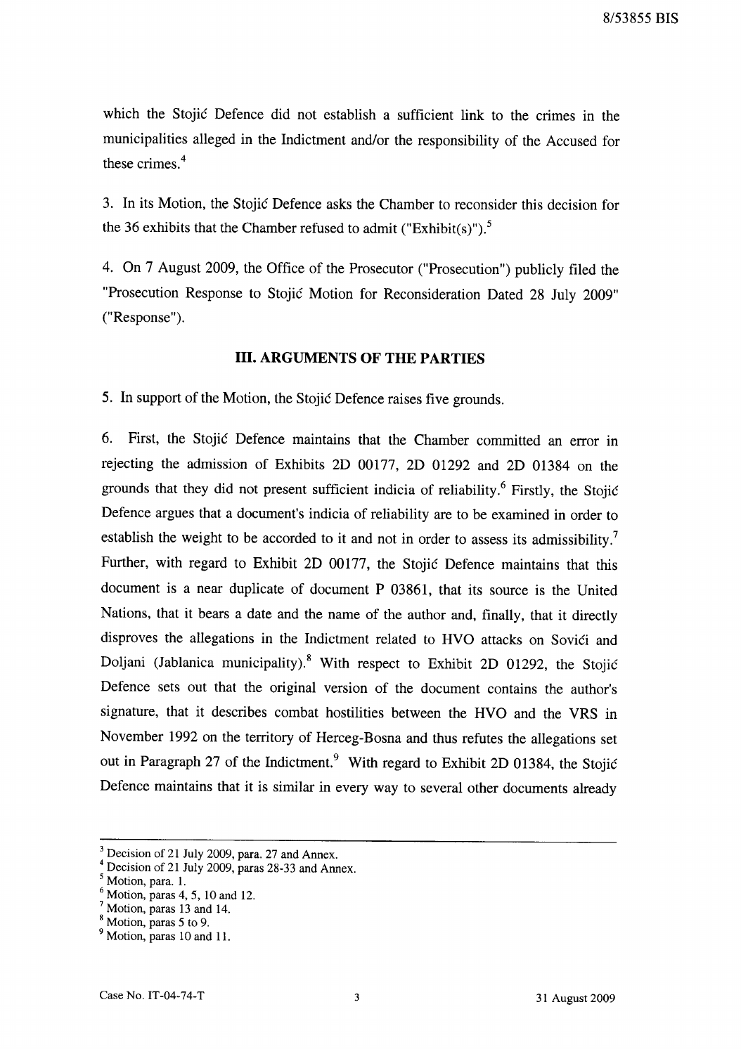which the Stojić Defence did not establish a sufficient link to the crimes in the municipalities alleged in the Indictment and/or the responsibility of the Accused for these crimes.[4]

3. In its Motion, the Stojić Defence asks the Chamber to reconsider this decision for the 36 exhibits that the Chamber refused to admit ("Exhibit(s)").[5]

4. On 7 August 2009, the Office of the Prosecutor ("Prosecution") publicly filed the "Prosecution Response to Stojić Motion for Reconsideration Dated 28 July 2009" ("Response").

## III. ARGUMENTS OF THE PARTIES

5. In support of the Motion, the Stojić Defence raises five grounds.

6. First, the Stojić Defence maintains that the Chamber committed an error in rejecting the admission of Exhibits 2D 00177, 2D 01292 and 2D 01384 on the grounds that they did not present sufficient indicia of reliability.[6] Firstly, the Stojić Defence argues that a document's indicia of reliability are to be examined in order to establish the weight to be accorded to it and not in order to assess its admissibility.[7] Further, with regard to Exhibit 2D 00177, the Stojić Defence maintains that this document is a near duplicate of document P 03861, that its source is the United Nations, that it bears a date and the name of the author and, finally, that it directly disproves the allegations in the Indictment related to HVO attacks on Sovići and Doljani (Jablanica municipality).[8] With respect to Exhibit 2D 01292, the Stojić Defence sets out that the original version of the document contains the author's signature, that it describes combat hostilities between the HVO and the VRS in November 1992 on the territory of Herceg-Bosna and thus refutes the allegations set out in Paragraph 27 of the Indictment.[9] With regard to Exhibit 2D 01384, the Stojić Defence maintains that it is similar in every way to several other documents already

---

[3] Decision of 21 July 2009, para. 27 and Annex.
[4] Decision of 21 July 2009, paras 28-33 and Annex.
[5] Motion, para. 1.
[6] Motion, paras 4, 5, 10 and 12.
[7] Motion, paras 13 and 14.
[8] Motion, paras 5 to 9.
[9] Motion, paras 10 and 11.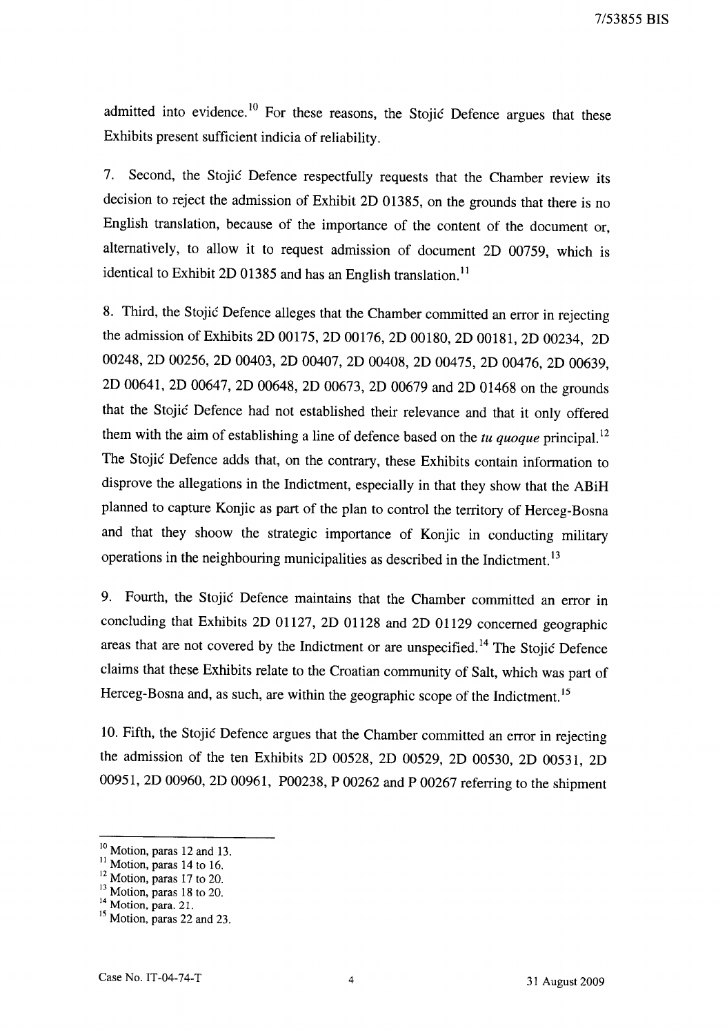admitted into evidence.[10] For these reasons, the Stojić Defence argues that these Exhibits present sufficient indicia of reliability.

7. Second, the Stojić Defence respectfully requests that the Chamber review its decision to reject the admission of Exhibit 2D 01385, on the grounds that there is no English translation, because of the importance of the content of the document or, alternatively, to allow it to request admission of document 2D 00759, which is identical to Exhibit 2D 01385 and has an English translation.[11]

8. Third, the Stojić Defence alleges that the Chamber committed an error in rejecting the admission of Exhibits 2D 00175, 2D 00176, 2D 00180, 2D 00181, 2D 00234, 2D 00248, 2D 00256, 2D 00403, 2D 00407, 2D 00408, 2D 00475, 2D 00476, 2D 00639, 2D 00641, 2D 00647, 2D 00648, 2D 00673, 2D 00679 and 2D 01468 on the grounds that the Stojić Defence had not established their relevance and that it only offered them with the aim of establishing a line of defence based on the *tu quoque* principal.[12] The Stojić Defence adds that, on the contrary, these Exhibits contain information to disprove the allegations in the Indictment, especially in that they show that the ABiH planned to capture Konjic as part of the plan to control the territory of Herceg-Bosna and that they shoow the strategic importance of Konjic in conducting military operations in the neighbouring municipalities as described in the Indictment.[13]

9. Fourth, the Stojić Defence maintains that the Chamber committed an error in concluding that Exhibits 2D 01127, 2D 01128 and 2D 01129 concerned geographic areas that are not covered by the Indictment or are unspecified.[14] The Stojić Defence claims that these Exhibits relate to the Croatian community of Salt, which was part of Herceg-Bosna and, as such, are within the geographic scope of the Indictment.[15]

10. Fifth, the Stojić Defence argues that the Chamber committed an error in rejecting the admission of the ten Exhibits 2D 00528, 2D 00529, 2D 00530, 2D 00531, 2D 00951, 2D 00960, 2D 00961, P00238, P 00262 and P 00267 referring to the shipment

---

[10] Motion, paras 12 and 13.
[11] Motion, paras 14 to 16.
[12] Motion, paras 17 to 20.
[13] Motion, paras 18 to 20.
[14] Motion, para. 21.
[15] Motion, paras 22 and 23.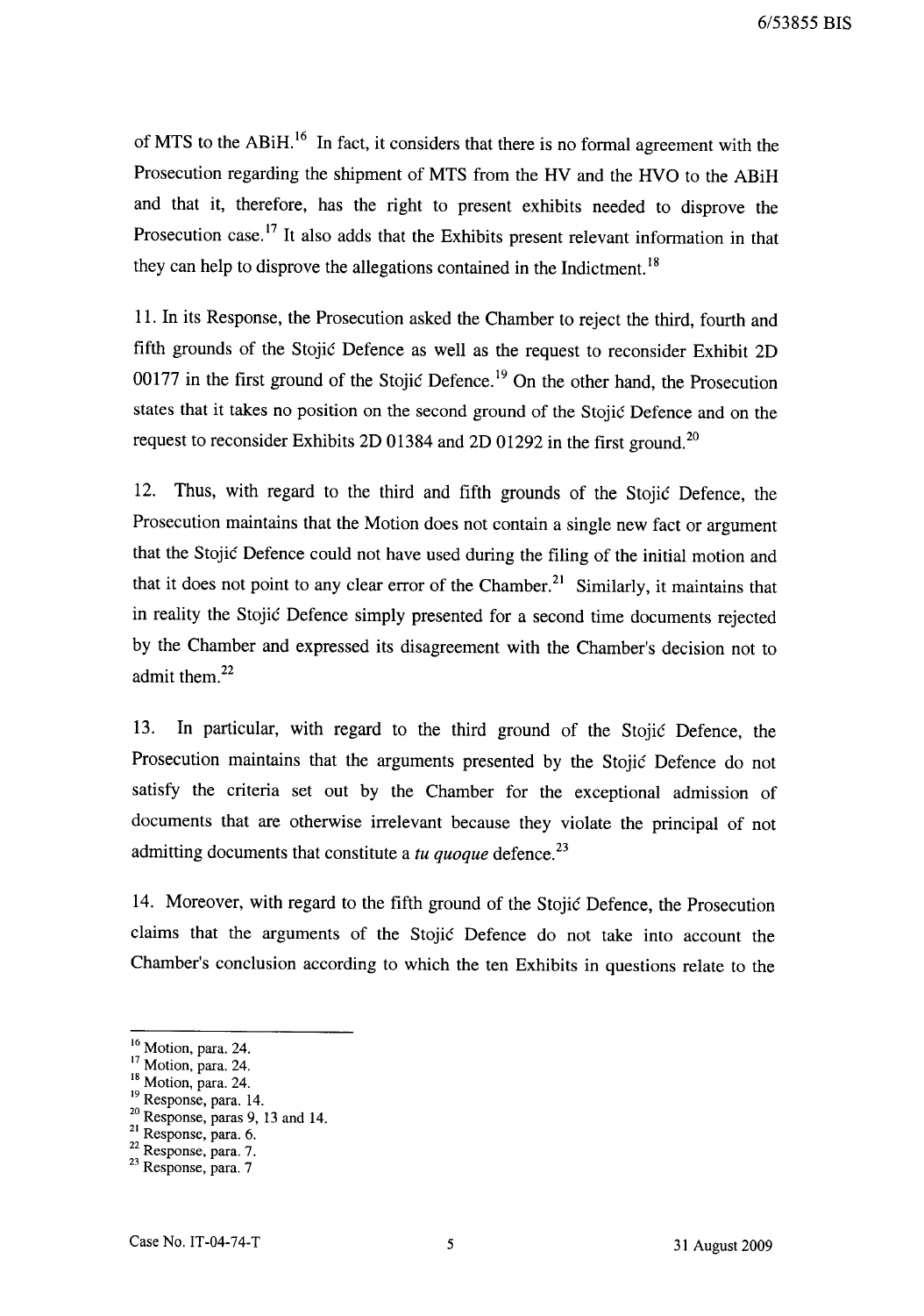of MTS to the ABiH.[16] In fact, it considers that there is no formal agreement with the Prosecution regarding the shipment of MTS from the HV and the HVO to the ABiH and that it, therefore, has the right to present exhibits needed to disprove the Prosecution case.[17] It also adds that the Exhibits present relevant information in that they can help to disprove the allegations contained in the Indictment.[18]

11. In its Response, the Prosecution asked the Chamber to reject the third, fourth and fifth grounds of the Stojić Defence as well as the request to reconsider Exhibit 2D 00177 in the first ground of the Stojić Defence.[19] On the other hand, the Prosecution states that it takes no position on the second ground of the Stojić Defence and on the request to reconsider Exhibits 2D 01384 and 2D 01292 in the first ground.[20]

12. Thus, with regard to the third and fifth grounds of the Stojić Defence, the Prosecution maintains that the Motion does not contain a single new fact or argument that the Stojić Defence could not have used during the filing of the initial motion and that it does not point to any clear error of the Chamber.[21] Similarly, it maintains that in reality the Stojić Defence simply presented for a second time documents rejected by the Chamber and expressed its disagreement with the Chamber's decision not to admit them.[22]

13. In particular, with regard to the third ground of the Stojić Defence, the Prosecution maintains that the arguments presented by the Stojić Defence do not satisfy the criteria set out by the Chamber for the exceptional admission of documents that are otherwise irrelevant because they violate the principal of not admitting documents that constitute a *tu quoque* defence.[23]

14. Moreover, with regard to the fifth ground of the Stojić Defence, the Prosecution claims that the arguments of the Stojić Defence do not take into account the Chamber's conclusion according to which the ten Exhibits in questions relate to the

---

[16] Motion, para. 24.
[17] Motion, para. 24.
[18] Motion, para. 24.
[19] Response, para. 14.
[20] Response, paras 9, 13 and 14.
[21] Response, para. 6.
[22] Response, para. 7.
[23] Response, para. 7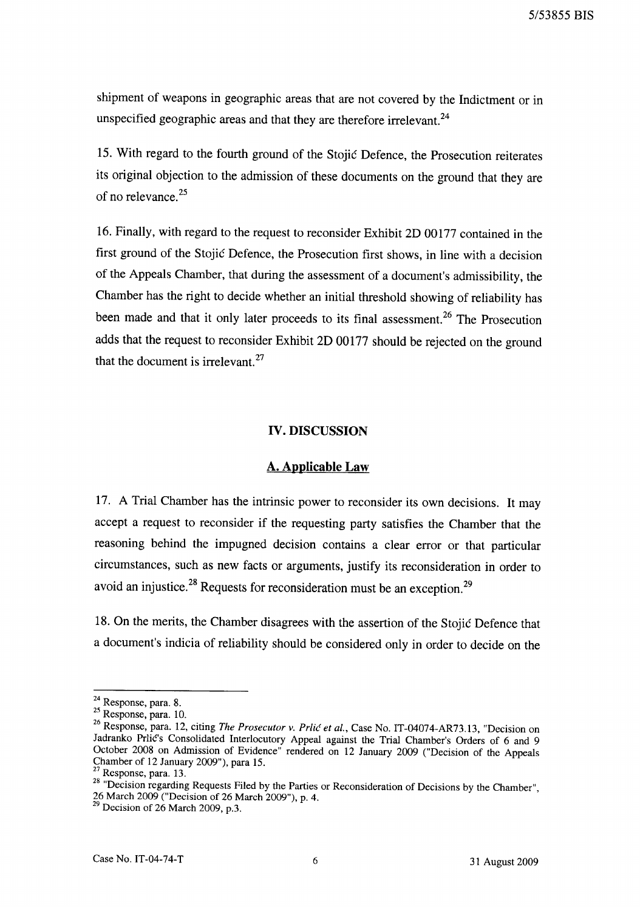shipment of weapons in geographic areas that are not covered by the Indictment or in unspecified geographic areas and that they are therefore irrelevant.[24]

15. With regard to the fourth ground of the Stojić Defence, the Prosecution reiterates its original objection to the admission of these documents on the ground that they are of no relevance.[25]

16. Finally, with regard to the request to reconsider Exhibit 2D 00177 contained in the first ground of the Stojić Defence, the Prosecution first shows, in line with a decision of the Appeals Chamber, that during the assessment of a document's admissibility, the Chamber has the right to decide whether an initial threshold showing of reliability has been made and that it only later proceeds to its final assessment.[26] The Prosecution adds that the request to reconsider Exhibit 2D 00177 should be rejected on the ground that the document is irrelevant.[27]

## IV. DISCUSSION

### A. Applicable Law

17. A Trial Chamber has the intrinsic power to reconsider its own decisions. It may accept a request to reconsider if the requesting party satisfies the Chamber that the reasoning behind the impugned decision contains a clear error or that particular circumstances, such as new facts or arguments, justify its reconsideration in order to avoid an injustice.[28] Requests for reconsideration must be an exception.[29]

18. On the merits, the Chamber disagrees with the assertion of the Stojić Defence that a document's indicia of reliability should be considered only in order to decide on the

---

[24] Response, para. 8.
[25] Response, para. 10.
[26] Response, para. 12, citing *The Prosecutor v. Prlić et al.*, Case No. IT-04074-AR73.13, "Decision on Jadranko Prlić's Consolidated Interlocutory Appeal against the Trial Chamber's Orders of 6 and 9 October 2008 on Admission of Evidence" rendered on 12 January 2009 ("Decision of the Appeals Chamber of 12 January 2009"), para 15.
[27] Response, para. 13.
[28] "Decision regarding Requests Filed by the Parties or Reconsideration of Decisions by the Chamber", 26 March 2009 ("Decision of 26 March 2009"), p. 4.
[29] Decision of 26 March 2009, p.3.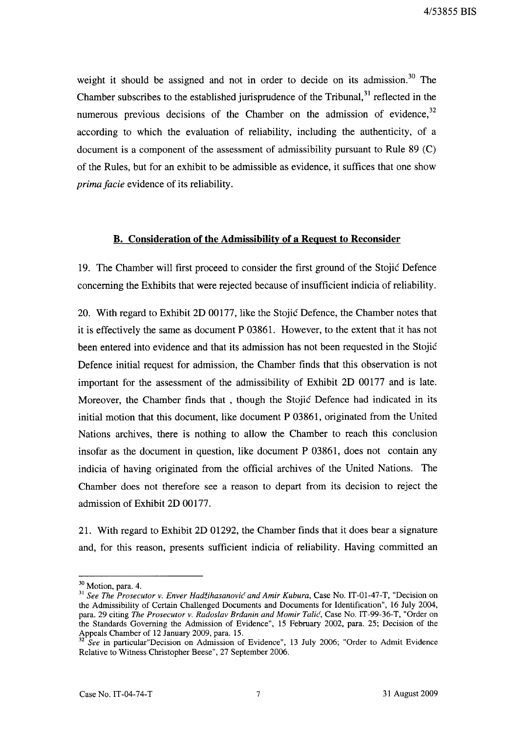weight it should be assigned and not in order to decide on its admission.[30] The Chamber subscribes to the established jurisprudence of the Tribunal,[31] reflected in the numerous previous decisions of the Chamber on the admission of evidence,[32] according to which the evaluation of reliability, including the authenticity, of a document is a component of the assessment of admissibility pursuant to Rule 89 (C) of the Rules, but for an exhibit to be admissible as evidence, it suffices that one show *prima facie* evidence of its reliability.

## B. Consideration of the Admissibility of a Request to Reconsider

19. The Chamber will first proceed to consider the first ground of the Stojić Defence concerning the Exhibits that were rejected because of insufficient indicia of reliability.

20. With regard to Exhibit 2D 00177, like the Stojić Defence, the Chamber notes that it is effectively the same as document P 03861. However, to the extent that it has not been entered into evidence and that its admission has not been requested in the Stojić Defence initial request for admission, the Chamber finds that this observation is not important for the assessment of the admissibility of Exhibit 2D 00177 and is late. Moreover, the Chamber finds that , though the Stojić Defence had indicated in its initial motion that this document, like document P 03861, originated from the United Nations archives, there is nothing to allow the Chamber to reach this conclusion insofar as the document in question, like document P 03861, does not contain any indicia of having originated from the official archives of the United Nations. The Chamber does not therefore see a reason to depart from its decision to reject the admission of Exhibit 2D 00177.

21. With regard to Exhibit 2D 01292, the Chamber finds that it does bear a signature and, for this reason, presents sufficient indicia of reliability. Having committed an

---

[30] Motion, para. 4.

[31] *See The Prosecutor v. Enver Hadžihasanović and Amir Kubura*, Case No. IT-01-47-T, "Decision on the Admissibility of Certain Challenged Documents and Documents for Identification", 16 July 2004, para. 29 citing *The Prosecutor v. Radoslav Brđanin and Momir Talić*, Case No. IT-99-36-T, "Order on the Standards Governing the Admission of Evidence", 15 February 2002, para. 25; Decision of the Appeals Chamber of 12 January 2009, para. 15.

[32] *See* in particular"Decision on Admission of Evidence", 13 July 2006; "Order to Admit Evidence Relative to Witness Christopher Beese", 27 September 2006.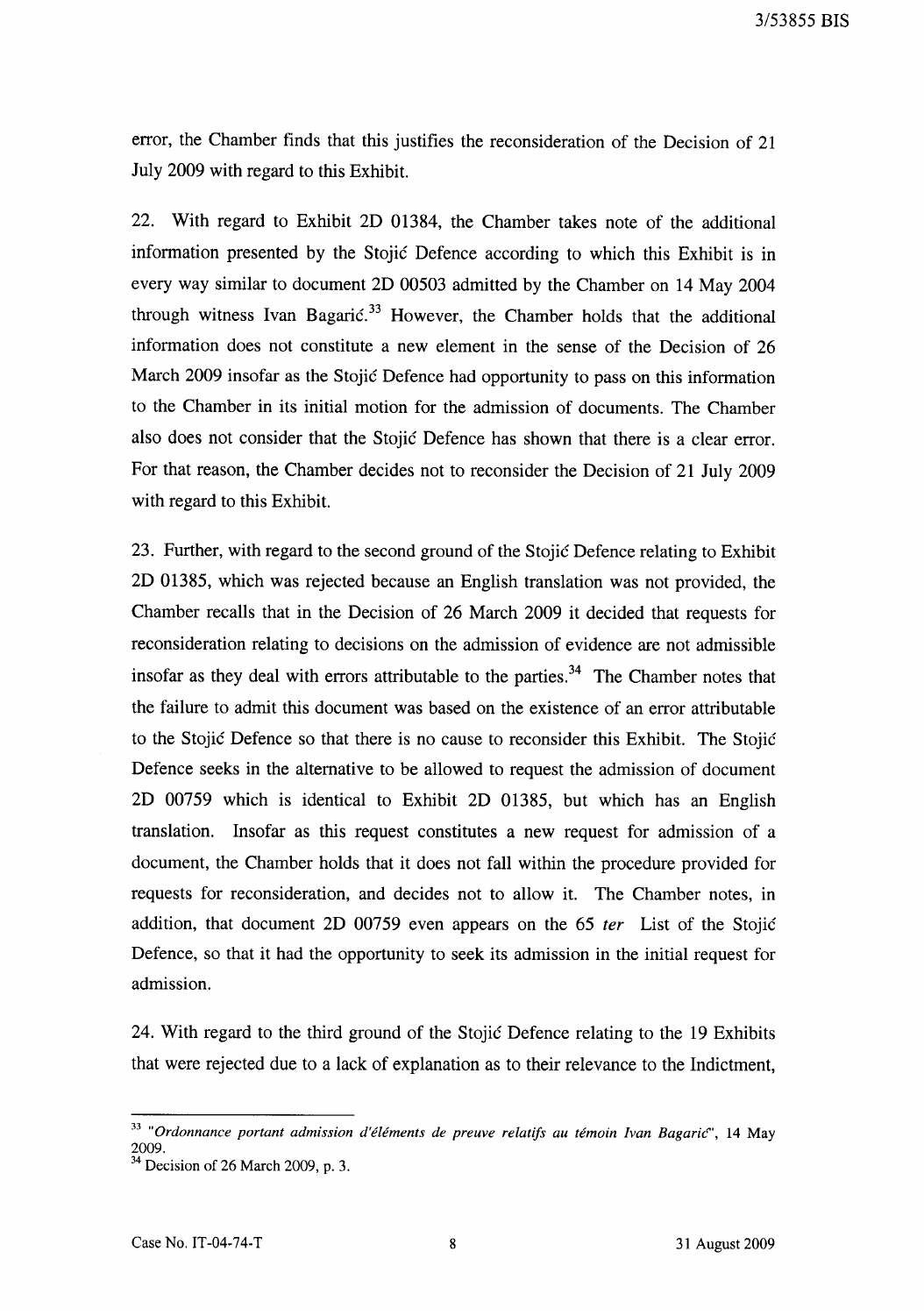error, the Chamber finds that this justifies the reconsideration of the Decision of 21 July 2009 with regard to this Exhibit.

22. With regard to Exhibit 2D 01384, the Chamber takes note of the additional information presented by the Stojić Defence according to which this Exhibit is in every way similar to document 2D 00503 admitted by the Chamber on 14 May 2004 through witness Ivan Bagarić.[33] However, the Chamber holds that the additional information does not constitute a new element in the sense of the Decision of 26 March 2009 insofar as the Stojić Defence had opportunity to pass on this information to the Chamber in its initial motion for the admission of documents. The Chamber also does not consider that the Stojić Defence has shown that there is a clear error. For that reason, the Chamber decides not to reconsider the Decision of 21 July 2009 with regard to this Exhibit.

23. Further, with regard to the second ground of the Stojić Defence relating to Exhibit 2D 01385, which was rejected because an English translation was not provided, the Chamber recalls that in the Decision of 26 March 2009 it decided that requests for reconsideration relating to decisions on the admission of evidence are not admissible insofar as they deal with errors attributable to the parties.[34] The Chamber notes that the failure to admit this document was based on the existence of an error attributable to the Stojić Defence so that there is no cause to reconsider this Exhibit. The Stojić Defence seeks in the alternative to be allowed to request the admission of document 2D 00759 which is identical to Exhibit 2D 01385, but which has an English translation. Insofar as this request constitutes a new request for admission of a document, the Chamber holds that it does not fall within the procedure provided for requests for reconsideration, and decides not to allow it. The Chamber notes, in addition, that document 2D 00759 even appears on the 65 *ter* List of the Stojić Defence, so that it had the opportunity to seek its admission in the initial request for admission.

24. With regard to the third ground of the Stojić Defence relating to the 19 Exhibits that were rejected due to a lack of explanation as to their relevance to the Indictment,

---

[33] "*Ordonnance portant admission d'éléments de preuve relatifs au témoin Ivan Bagarić*", 14 May 2009.

[34] Decision of 26 March 2009, p. 3.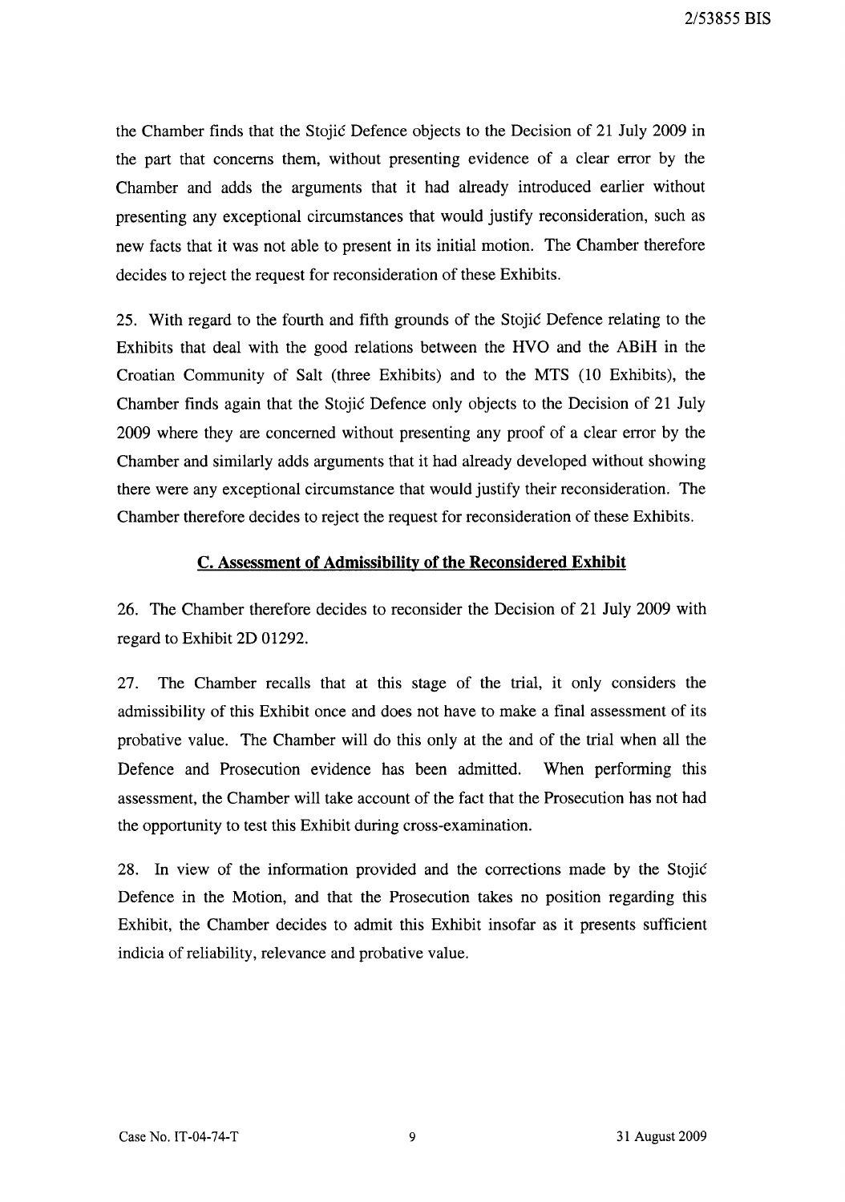the Chamber finds that the Stojić Defence objects to the Decision of 21 July 2009 in the part that concerns them, without presenting evidence of a clear error by the Chamber and adds the arguments that it had already introduced earlier without presenting any exceptional circumstances that would justify reconsideration, such as new facts that it was not able to present in its initial motion. The Chamber therefore decides to reject the request for reconsideration of these Exhibits.

25. With regard to the fourth and fifth grounds of the Stojić Defence relating to the Exhibits that deal with the good relations between the HVO and the ABiH in the Croatian Community of Salt (three Exhibits) and to the MTS (10 Exhibits), the Chamber finds again that the Stojić Defence only objects to the Decision of 21 July 2009 where they are concerned without presenting any proof of a clear error by the Chamber and similarly adds arguments that it had already developed without showing there were any exceptional circumstance that would justify their reconsideration. The Chamber therefore decides to reject the request for reconsideration of these Exhibits.

## C. Assessment of Admissibility of the Reconsidered Exhibit

26. The Chamber therefore decides to reconsider the Decision of 21 July 2009 with regard to Exhibit 2D 01292.

27. The Chamber recalls that at this stage of the trial, it only considers the admissibility of this Exhibit once and does not have to make a final assessment of its probative value. The Chamber will do this only at the and of the trial when all the Defence and Prosecution evidence has been admitted. When performing this assessment, the Chamber will take account of the fact that the Prosecution has not had the opportunity to test this Exhibit during cross-examination.

28. In view of the information provided and the corrections made by the Stojić Defence in the Motion, and that the Prosecution takes no position regarding this Exhibit, the Chamber decides to admit this Exhibit insofar as it presents sufficient indicia of reliability, relevance and probative value.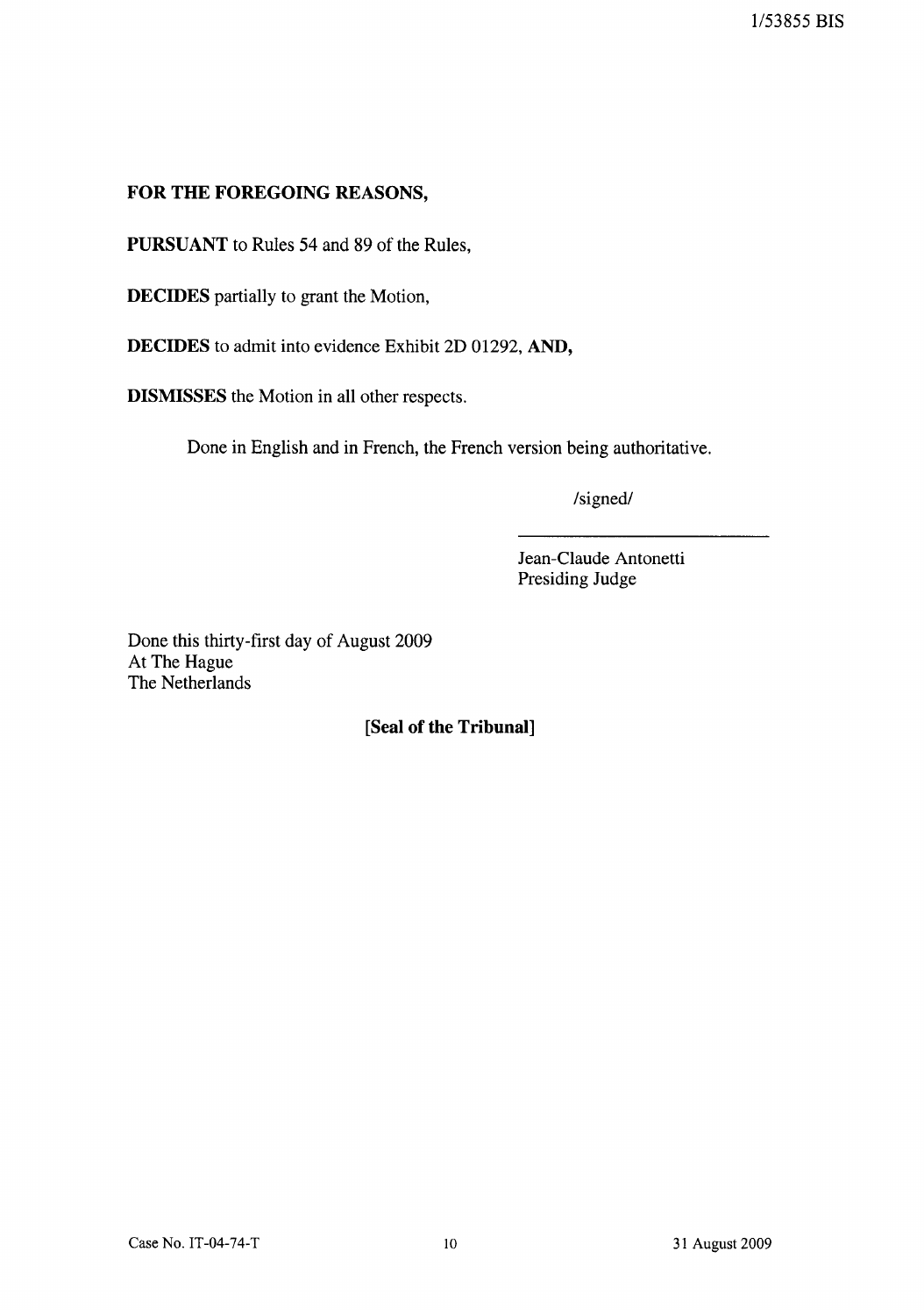**FOR THE FOREGOING REASONS,**

**PURSUANT** to Rules 54 and 89 of the Rules,

**DECIDES** partially to grant the Motion,

**DECIDES** to admit into evidence Exhibit 2D 01292, **AND,**

**DISMISSES** the Motion in all other respects.

Done in English and in French, the French version being authoritative.

/signed/

Jean-Claude Antonetti
Presiding Judge

Done this thirty-first day of August 2009
At The Hague
The Netherlands

**[Seal of the Tribunal]**